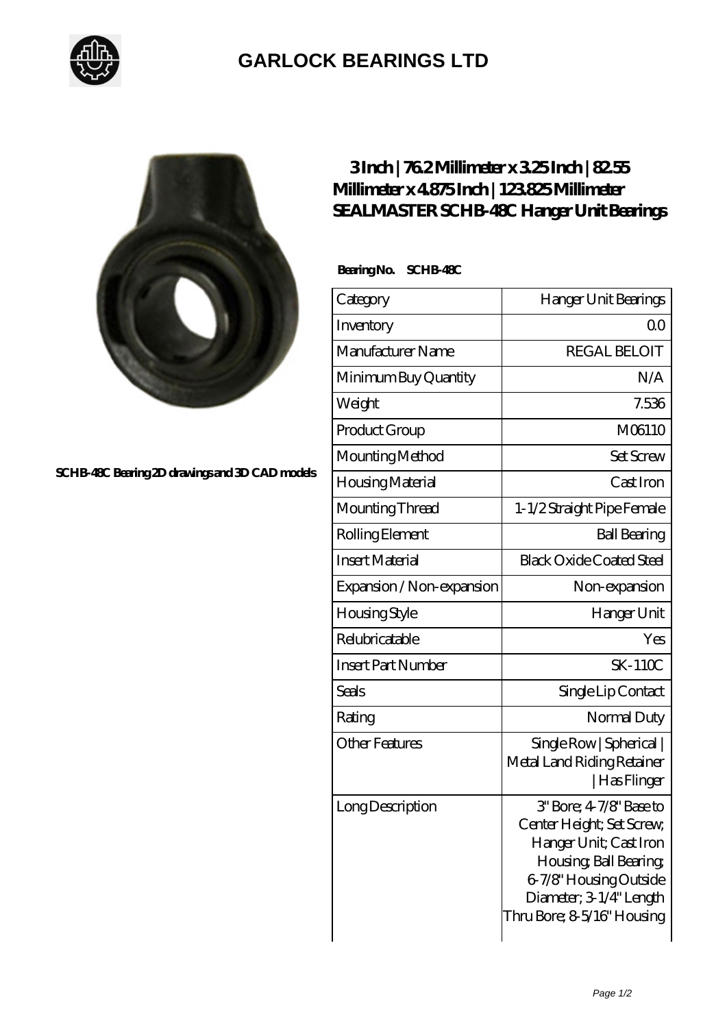# GARLOCK BEARINGS LTD

SCHB-48C Bearing 2D drawings and 3D CAD models

## 3 Inch | 76.2 Millimeter x 3.25 Inch | 82.55 Millimeter x 4.875 Inch | 123.825 Millimeter SEALMASTER SCHB-48C Hanger Unit Bearings

**Bearing No. SCHB-48C**

| Category | Hanger Unit Bearings |
|---|---|
| Inventory | 0.0 |
| Manufacturer Name | REGAL BELOIT |
| Minimum Buy Quantity | N/A |
| Weight | 7.536 |
| Product Group | M06110 |
| Mounting Method | Set Screw |
| Housing Material | Cast Iron |
| Mounting Thread | 1-1/2 Straight Pipe Female |
| Rolling Element | Ball Bearing |
| Insert Material | Black Oxide Coated Steel |
| Expansion / Non-expansion | Non-expansion |
| Housing Style | Hanger Unit |
| Relubricatable | Yes |
| Insert Part Number | SK-110C |
| Seals | Single Lip Contact |
| Rating | Normal Duty |
| Other Features | Single Row \| Spherical \| Metal Land Riding Retainer \| Has Flinger |
| Long Description | 3" Bore; 4-7/8" Base to Center Height; Set Screw; Hanger Unit; Cast Iron Housing; Ball Bearing; 6-7/8" Housing Outside Diameter; 3-1/4" Length Thru Bore; 8-5/16" Housing |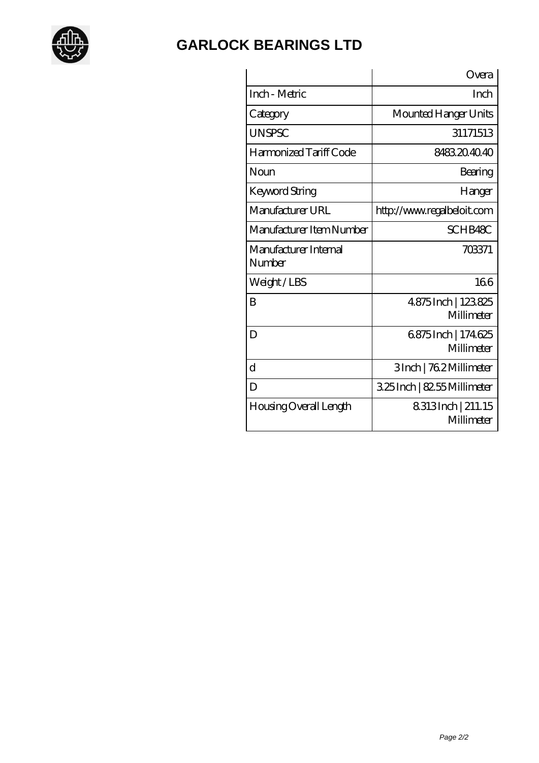# GARLOCK BEARINGS LTD

| | |
|---|---|
| | Overa |
| Inch - Metric | Inch |
| Category | Mounted Hanger Units |
| UNSPSC | 31171513 |
| Harmonized Tariff Code | 8483.20.40.40 |
| Noun | Bearing |
| Keyword String | Hanger |
| Manufacturer URL | http://www.regalbeloit.com |
| Manufacturer Item Number | SCHB48C |
| Manufacturer Internal Number | 703371 |
| Weight / LBS | 16.6 |
| B | 4.875 Inch \| 123.825 Millimeter |
| D | 6.875 Inch \| 174.625 Millimeter |
| d | 3 Inch \| 76.2 Millimeter |
| D | 3.25 Inch \| 82.55 Millimeter |
| Housing Overall Length | 8.313 Inch \| 211.15 Millimeter |